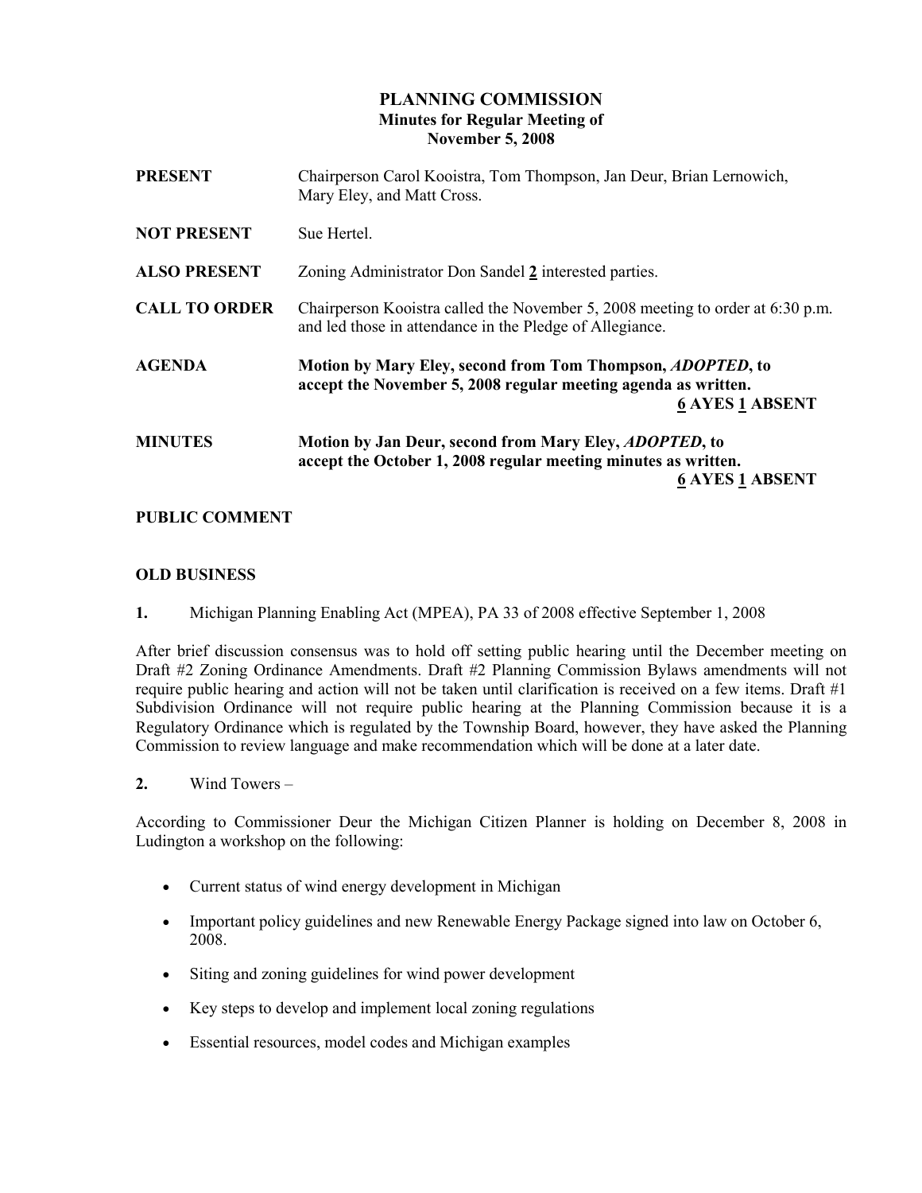# PLANNING COMMISSION
## Minutes for Regular Meeting of November 5, 2008

**PRESENT** Chairperson Carol Kooistra, Tom Thompson, Jan Deur, Brian Lernowich, Mary Eley, and Matt Cross.

**NOT PRESENT** Sue Hertel.

**ALSO PRESENT** Zoning Administrator Don Sandel **2** interested parties.

**CALL TO ORDER** Chairperson Kooistra called the November 5, 2008 meeting to order at 6:30 p.m. and led those in attendance in the Pledge of Allegiance.

**AGENDA** **Motion by Mary Eley, second from Tom Thompson, *ADOPTED*, to accept the November 5, 2008 regular meeting agenda as written.**
**6 AYES 1 ABSENT**

**MINUTES** **Motion by Jan Deur, second from Mary Eley, *ADOPTED*, to accept the October 1, 2008 regular meeting minutes as written.**
**6 AYES 1 ABSENT**

**PUBLIC COMMENT**

**OLD BUSINESS**

**1.** Michigan Planning Enabling Act (MPEA), PA 33 of 2008 effective September 1, 2008

After brief discussion consensus was to hold off setting public hearing until the December meeting on Draft #2 Zoning Ordinance Amendments. Draft #2 Planning Commission Bylaws amendments will not require public hearing and action will not be taken until clarification is received on a few items. Draft #1 Subdivision Ordinance will not require public hearing at the Planning Commission because it is a Regulatory Ordinance which is regulated by the Township Board, however, they have asked the Planning Commission to review language and make recommendation which will be done at a later date.

**2.** Wind Towers –

According to Commissioner Deur the Michigan Citizen Planner is holding on December 8, 2008 in Ludington a workshop on the following:

- Current status of wind energy development in Michigan
- Important policy guidelines and new Renewable Energy Package signed into law on October 6, 2008.
- Siting and zoning guidelines for wind power development
- Key steps to develop and implement local zoning regulations
- Essential resources, model codes and Michigan examples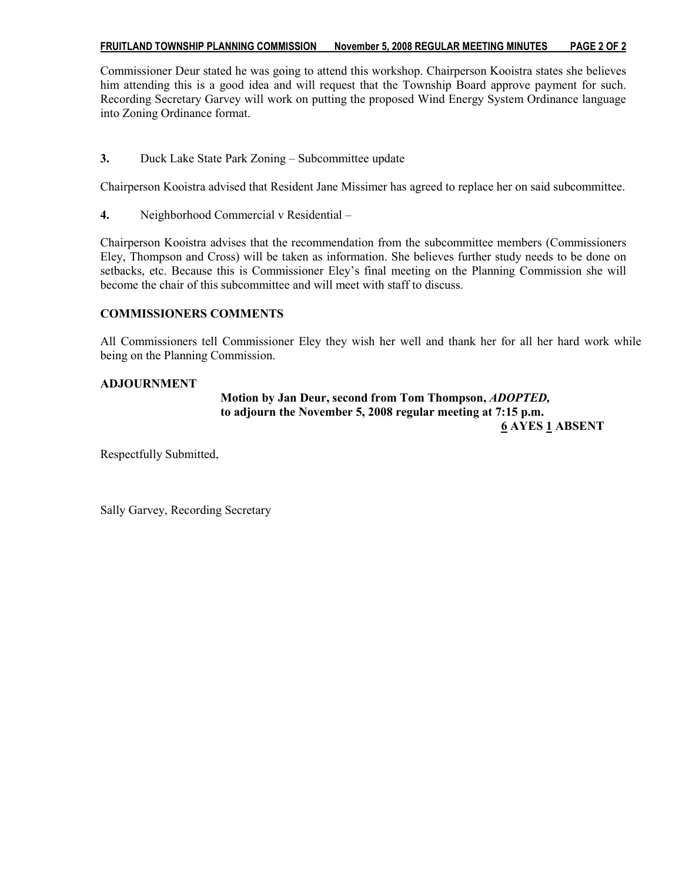Commissioner Deur stated he was going to attend this workshop. Chairperson Kooistra states she believes him attending this is a good idea and will request that the Township Board approve payment for such. Recording Secretary Garvey will work on putting the proposed Wind Energy System Ordinance language into Zoning Ordinance format.

**3.** Duck Lake State Park Zoning – Subcommittee update

Chairperson Kooistra advised that Resident Jane Missimer has agreed to replace her on said subcommittee.

**4.** Neighborhood Commercial v Residential –

Chairperson Kooistra advises that the recommendation from the subcommittee members (Commissioners Eley, Thompson and Cross) will be taken as information. She believes further study needs to be done on setbacks, etc. Because this is Commissioner Eley's final meeting on the Planning Commission she will become the chair of this subcommittee and will meet with staff to discuss.

**COMMISSIONERS COMMENTS**

All Commissioners tell Commissioner Eley they wish her well and thank her for all her hard work while being on the Planning Commission.

**ADJOURNMENT**

**Motion by Jan Deur, second from Tom Thompson, *ADOPTED*, to adjourn the November 5, 2008 regular meeting at 7:15 p.m.**
**6 AYES 1 ABSENT**

Respectfully Submitted,

Sally Garvey, Recording Secretary